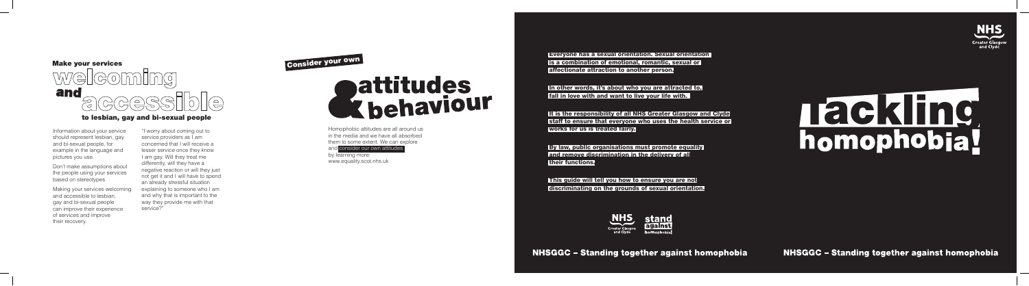## Make your services welcoming and accessible

### to lesbian, gay and bi-sexual people

Information about your service should represent lesbian, gay and bi-sexual people, for example in the language and pictures you use.

Don't make assumptions about the people using your services based on stereotypes

Making your services welcoming and accessible to lesbian, gay and bi-sexual people can improve their experience of services and improve their recovery.

"I worry about coming out to service providers as I am concerned that I will receive a lesser service once they know I am gay. Will they treat me differently, will they have a negative reaction or will they just not get it and I will have to spend an already stressful situation explaining to someone who I am and why that is important to the way they provide me with that service?"

## Consider your own & attitudes behaviour

Homophobic attitudes are all around us in the media and we have all absorbed them to some extent. We can explore and consider our own attitudes by learning more: www.equality.scot.nhs.uk

**Everyone has a sexual orientation. Sexual orientation is a combination of emotional, romantic, sexual or affectionate attraction to another person.**

**In other words, it's about who you are attracted to, fall in love with and want to live your life with.**

**It is the responsibility of all NHS Greater Glasgow and Clyde staff to ensure that everyone who uses the health service or works for us is treated fairly.**

**By law, public organisations must promote equality and remove discrimination in the delivery of all their functions.**

**This guide will tell you how to ensure you are not discriminating on the grounds of sexual orientation.**

NHS Greater Glasgow and Clyde

stand against homophobia

**NHSGGC – Standing together against homophobia**

NHS Greater Glasgow and Clyde

# Tackling homophobia!

**NHSGGC – Standing together against homophobia**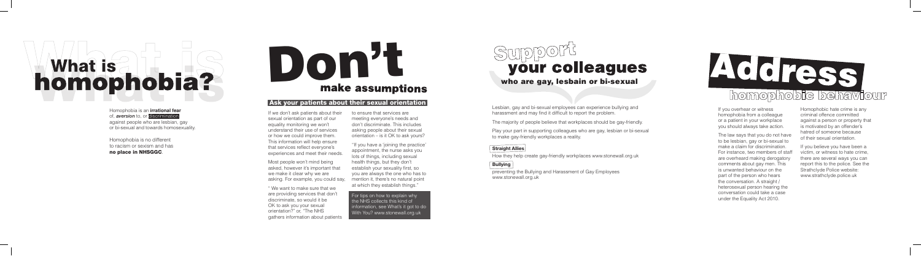# What is homophobia?

Homophobia is an **irrational fear** of, ***aversion*** to, or **discrimination** against people who are lesbian, gay or bi-sexual and towards homosexuality.

Homophobia is no different to racism or sexism and has **no place in NHSGGC**.

# Don't make assumptions

## Ask your patients about their sexual orientation

If we don't ask patients about their sexual orientation as part of our equality monitoring we won't understand their use of services or how we could improve them. This information will help ensure that services reflect everyone's experiences and meet their needs.

Most people won't mind being asked, however it's important that we make it clear why we are asking. For example, you could say,

" We want to make sure that we are providing services that don't discriminate, so would it be OK to ask you your sexual orientation?" or, "The NHS gathers information about patients to ensure that services are meeting everyone's needs and don't discriminate. This includes asking people about their sexual orientation – is it OK to ask yours?

"If you have a 'joining the practice' appointment, the nurse asks you lots of things, including sexual health things, but they don't establish your sexuality first, so you are always the one who has to mention it, there's no natural point at which they establish things."

For tips on how to explain why the NHS collects this kind of information, see What's it got to do With You? www.stonewall.org.uk

# Support your colleagues who are gay, lesbain or bi-sexual

Lesbian, gay and bi-sexual employees can experience bullying and harassment and may find it difficult to report the problem.

The majority of people believe that workplaces should be gay-friendly.

Play your part in supporting colleagues who are gay, lesbian or bi-sexual to make gay-friendly workplaces a reality.

**Straight Allies**

How they help create gay-friendly workplaces www.stonewall.org.uk

**Bullying**

preventing the Bullying and Harassment of Gay Employees www.stonewall.org.uk

# Address homophobic behaviour

If you overhear or witness homophobia from a colleague or a patient in your workplace you should always take action.

The law says that you do not have to be lesbian, gay or bi-sexual to make a claim for discrimination. For instance, two members of staff are overheard making derogatory comments about gay men. This is unwanted behaviour on the part of the person who hears the conversation. A straight / heterosexual person hearing the conversation could take a case under the Equality Act 2010.

Homophobic hate crime is any criminal offence committed against a person or property that is motivated by an offender's hatred of someone because of their sexual orientation.

If you believe you have been a victim, or witness to hate crime, there are several ways you can report this to the police. See the Strathclyde Police website: www.strathclyde.police.uk